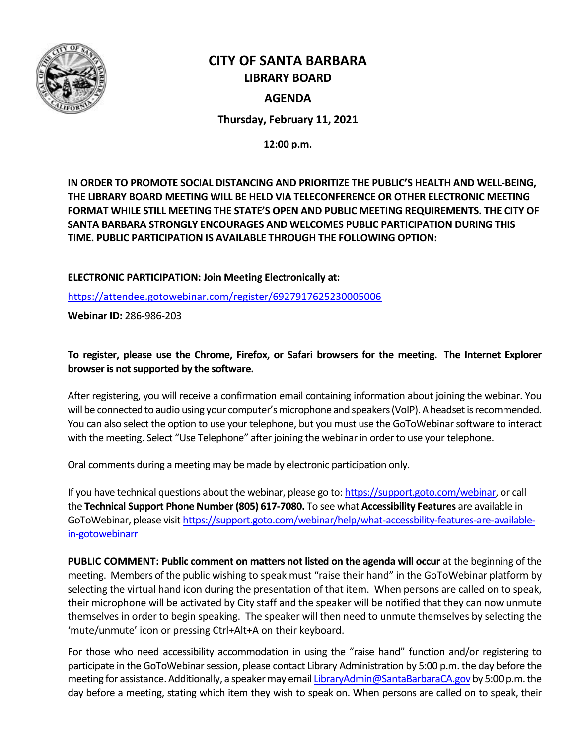# CITY OF SANTA BARBARA

## LIBRARY BOARD

## AGENDA

**Thursday, February 11, 2021**

**12:00 p.m.**

**IN ORDER TO PROMOTE SOCIAL DISTANCING AND PRIORITIZE THE PUBLIC'S HEALTH AND WELL-BEING, THE LIBRARY BOARD MEETING WILL BE HELD VIA TELECONFERENCE OR OTHER ELECTRONIC MEETING FORMAT WHILE STILL MEETING THE STATE'S OPEN AND PUBLIC MEETING REQUIREMENTS. THE CITY OF SANTA BARBARA STRONGLY ENCOURAGES AND WELCOMES PUBLIC PARTICIPATION DURING THIS TIME. PUBLIC PARTICIPATION IS AVAILABLE THROUGH THE FOLLOWING OPTION:**

**ELECTRONIC PARTICIPATION: Join Meeting Electronically at:**

https://attendee.gotowebinar.com/register/6927917625230005006

**Webinar ID:** 286-986-203

**To register, please use the Chrome, Firefox, or Safari browsers for the meeting. The Internet Explorer browser is not supported by the software.**

After registering, you will receive a confirmation email containing information about joining the webinar. You will be connected to audio using your computer's microphone and speakers (VoIP). A headset is recommended. You can also select the option to use your telephone, but you must use the GoToWebinar software to interact with the meeting. Select "Use Telephone" after joining the webinar in order to use your telephone.

Oral comments during a meeting may be made by electronic participation only.

If you have technical questions about the webinar, please go to: https://support.goto.com/webinar, or call the **Technical Support Phone Number (805) 617-7080.** To see what **Accessibility Features** are available in GoToWebinar, please visit https://support.goto.com/webinar/help/what-accessbility-features-are-available-in-gotowebinarr

**PUBLIC COMMENT: Public comment on matters not listed on the agenda will occur** at the beginning of the meeting. Members of the public wishing to speak must "raise their hand" in the GoToWebinar platform by selecting the virtual hand icon during the presentation of that item. When persons are called on to speak, their microphone will be activated by City staff and the speaker will be notified that they can now unmute themselves in order to begin speaking. The speaker will then need to unmute themselves by selecting the 'mute/unmute' icon or pressing Ctrl+Alt+A on their keyboard.

For those who need accessibility accommodation in using the "raise hand" function and/or registering to participate in the GoToWebinar session, please contact Library Administration by 5:00 p.m. the day before the meeting for assistance. Additionally, a speaker may email LibraryAdmin@SantaBarbaraCA.gov by 5:00 p.m. the day before a meeting, stating which item they wish to speak on. When persons are called on to speak, their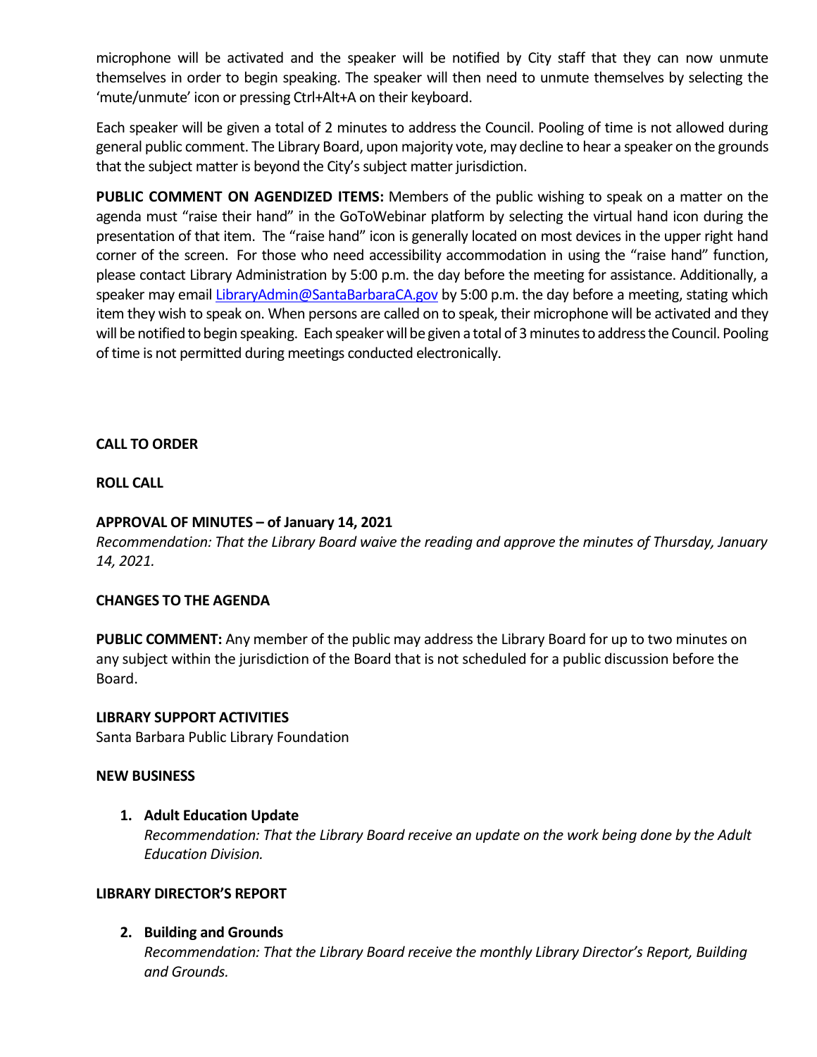microphone will be activated and the speaker will be notified by City staff that they can now unmute themselves in order to begin speaking. The speaker will then need to unmute themselves by selecting the 'mute/unmute' icon or pressing Ctrl+Alt+A on their keyboard.

Each speaker will be given a total of 2 minutes to address the Council. Pooling of time is not allowed during general public comment. The Library Board, upon majority vote, may decline to hear a speaker on the grounds that the subject matter is beyond the City's subject matter jurisdiction.

**PUBLIC COMMENT ON AGENDIZED ITEMS:** Members of the public wishing to speak on a matter on the agenda must "raise their hand" in the GoToWebinar platform by selecting the virtual hand icon during the presentation of that item. The "raise hand" icon is generally located on most devices in the upper right hand corner of the screen. For those who need accessibility accommodation in using the "raise hand" function, please contact Library Administration by 5:00 p.m. the day before the meeting for assistance. Additionally, a speaker may email [LibraryAdmin@SantaBarbaraCA.gov](mailto:LibraryAdmin@SantaBarbaraCA.gov) by 5:00 p.m. the day before a meeting, stating which item they wish to speak on. When persons are called on to speak, their microphone will be activated and they will be notified to begin speaking. Each speaker will be given a total of 3 minutes to address the Council. Pooling of time is not permitted during meetings conducted electronically.

**CALL TO ORDER**

**ROLL CALL**

**APPROVAL OF MINUTES – of January 14, 2021**
*Recommendation: That the Library Board waive the reading and approve the minutes of Thursday, January 14, 2021.*

**CHANGES TO THE AGENDA**

**PUBLIC COMMENT:** Any member of the public may address the Library Board for up to two minutes on any subject within the jurisdiction of the Board that is not scheduled for a public discussion before the Board.

**LIBRARY SUPPORT ACTIVITIES**
Santa Barbara Public Library Foundation

**NEW BUSINESS**

1. **Adult Education Update**
   *Recommendation: That the Library Board receive an update on the work being done by the Adult Education Division.*

**LIBRARY DIRECTOR'S REPORT**

2. **Building and Grounds**
   *Recommendation: That the Library Board receive the monthly Library Director's Report, Building and Grounds.*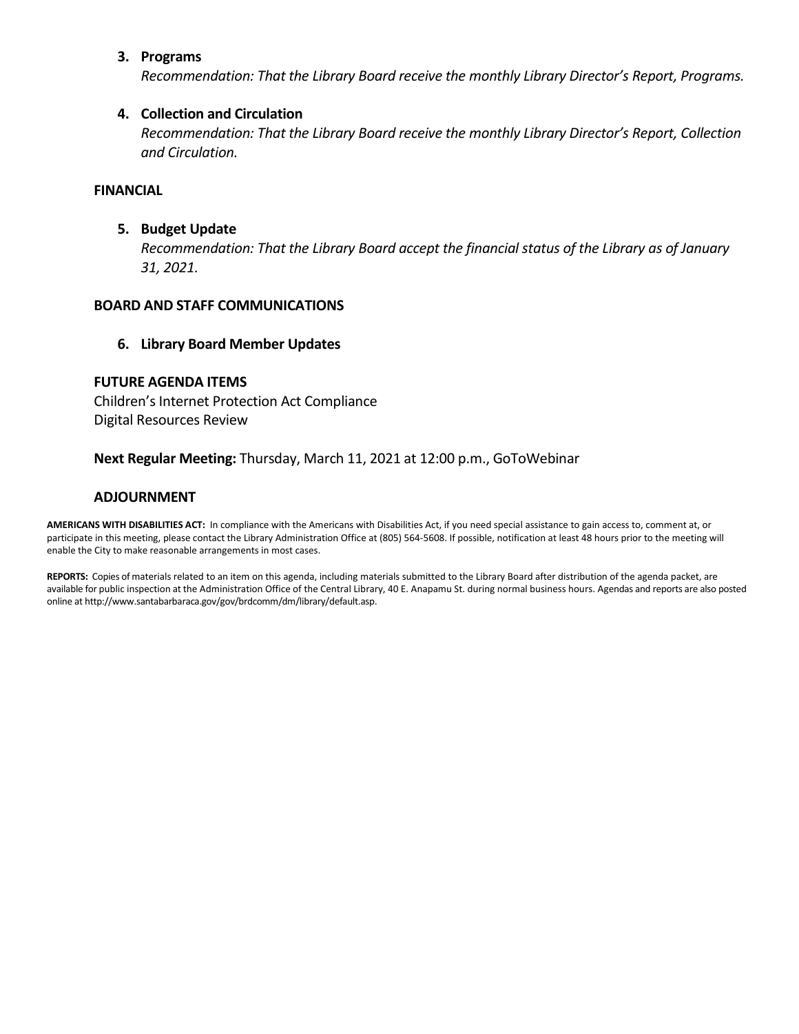3. **Programs**

   *Recommendation: That the Library Board receive the monthly Library Director's Report, Programs.*

4. **Collection and Circulation**

   *Recommendation: That the Library Board receive the monthly Library Director's Report, Collection and Circulation.*

**FINANCIAL**

5. **Budget Update**

   *Recommendation: That the Library Board accept the financial status of the Library as of January 31, 2021.*

**BOARD AND STAFF COMMUNICATIONS**

6. **Library Board Member Updates**

**FUTURE AGENDA ITEMS**

Children's Internet Protection Act Compliance
Digital Resources Review

**Next Regular Meeting:** Thursday, March 11, 2021 at 12:00 p.m., GoToWebinar

**ADJOURNMENT**

**AMERICANS WITH DISABILITIES ACT:** In compliance with the Americans with Disabilities Act, if you need special assistance to gain access to, comment at, or participate in this meeting, please contact the Library Administration Office at (805) 564-5608. If possible, notification at least 48 hours prior to the meeting will enable the City to make reasonable arrangements in most cases.

**REPORTS:** Copies of materials related to an item on this agenda, including materials submitted to the Library Board after distribution of the agenda packet, are available for public inspection at the Administration Office of the Central Library, 40 E. Anapamu St. during normal business hours. Agendas and reports are also posted online at http://www.santabarbaraca.gov/gov/brdcomm/dm/library/default.asp.